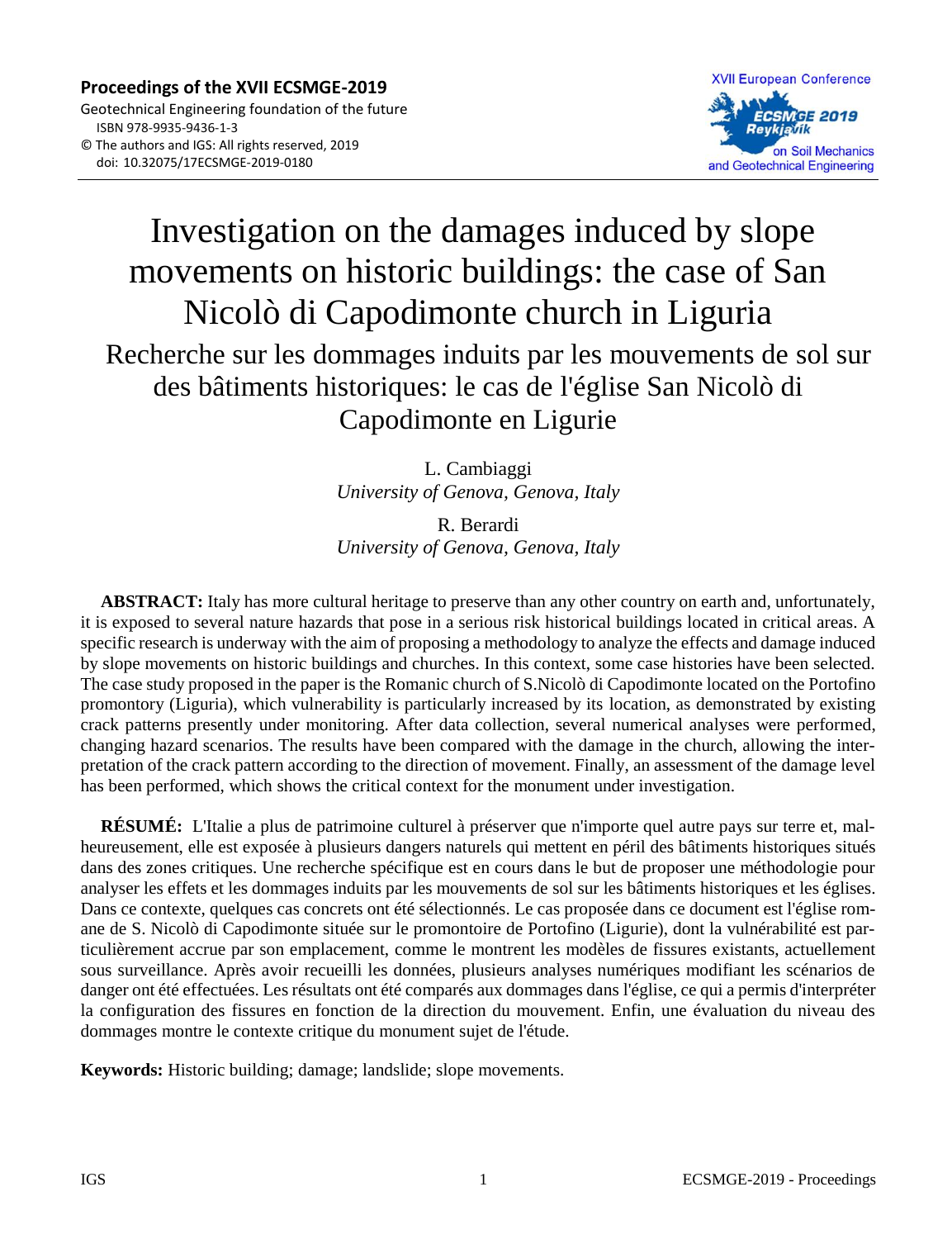**Proceedings of the XVII ECSMGE-2019**
Geotechnical Engineering foundation of the future
ISBN 978-9935-9436-1-3
© The authors and IGS: All rights reserved, 2019
doi: 10.32075/17ECSMGE-2019-0180

# Investigation on the damages induced by slope movements on historic buildings: the case of San Nicolò di Capodimonte church in Liguria

## Recherche sur les dommages induits par les mouvements de sol sur des bâtiments historiques: le cas de l'église San Nicolò di Capodimonte en Ligurie

L. Cambiaggi
*University of Genova, Genova, Italy*

R. Berardi
*University of Genova, Genova, Italy*

**ABSTRACT:** Italy has more cultural heritage to preserve than any other country on earth and, unfortunately, it is exposed to several nature hazards that pose in a serious risk historical buildings located in critical areas. A specific research is underway with the aim of proposing a methodology to analyze the effects and damage induced by slope movements on historic buildings and churches. In this context, some case histories have been selected. The case study proposed in the paper is the Romanic church of S.Nicolò di Capodimonte located on the Portofino promontory (Liguria), which vulnerability is particularly increased by its location, as demonstrated by existing crack patterns presently under monitoring. After data collection, several numerical analyses were performed, changing hazard scenarios. The results have been compared with the damage in the church, allowing the interpretation of the crack pattern according to the direction of movement. Finally, an assessment of the damage level has been performed, which shows the critical context for the monument under investigation.

**RÉSUMÉ:** L'Italie a plus de patrimoine culturel à préserver que n'importe quel autre pays sur terre et, malheureusement, elle est exposée à plusieurs dangers naturels qui mettent en péril des bâtiments historiques situés dans des zones critiques. Une recherche spécifique est en cours dans le but de proposer une méthodologie pour analyser les effets et les dommages induits par les mouvements de sol sur les bâtiments historiques et les églises. Dans ce contexte, quelques cas concrets ont été sélectionnés. Le cas proposée dans ce document est l'église romane de S. Nicolò di Capodimonte située sur le promontoire de Portofino (Ligurie), dont la vulnérabilité est particulièrement accrue par son emplacement, comme le montrent les modèles de fissures existants, actuellement sous surveillance. Après avoir recueilli les données, plusieurs analyses numériques modifiant les scénarios de danger ont été effectuées. Les résultats ont été comparés aux dommages dans l'église, ce qui a permis d'interpréter la configuration des fissures en fonction de la direction du mouvement. Enfin, une évaluation du niveau des dommages montre le contexte critique du monument sujet de l'étude.

**Keywords:** Historic building; damage; landslide; slope movements.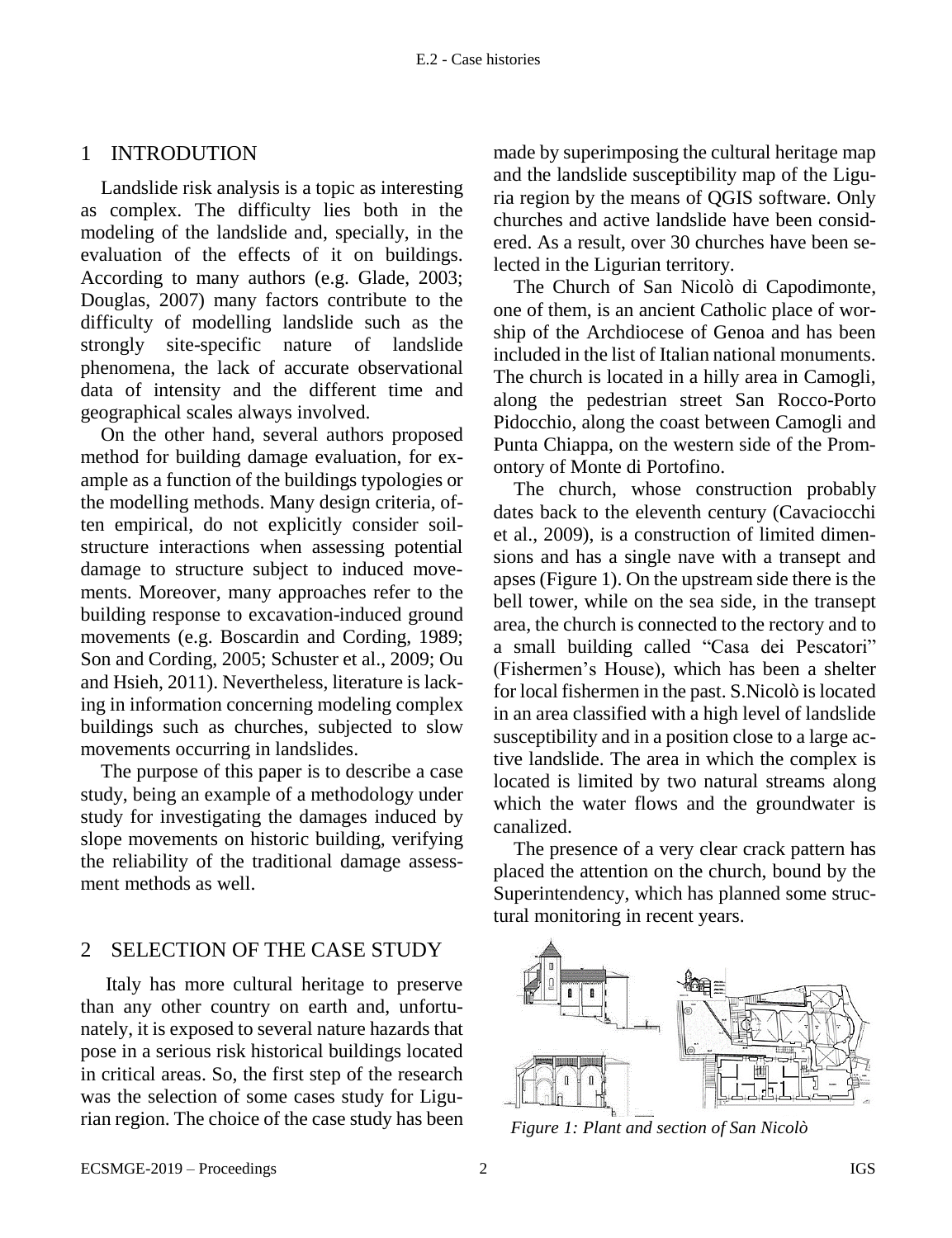## 1 INTRODUTION

Landslide risk analysis is a topic as interesting as complex. The difficulty lies both in the modeling of the landslide and, specially, in the evaluation of the effects of it on buildings. According to many authors (e.g. Glade, 2003; Douglas, 2007) many factors contribute to the difficulty of modelling landslide such as the strongly site-specific nature of landslide phenomena, the lack of accurate observational data of intensity and the different time and geographical scales always involved.

On the other hand, several authors proposed method for building damage evaluation, for example as a function of the buildings typologies or the modelling methods. Many design criteria, often empirical, do not explicitly consider soil-structure interactions when assessing potential damage to structure subject to induced movements. Moreover, many approaches refer to the building response to excavation-induced ground movements (e.g. Boscardin and Cording, 1989; Son and Cording, 2005; Schuster et al., 2009; Ou and Hsieh, 2011). Nevertheless, literature is lacking in information concerning modeling complex buildings such as churches, subjected to slow movements occurring in landslides.

The purpose of this paper is to describe a case study, being an example of a methodology under study for investigating the damages induced by slope movements on historic building, verifying the reliability of the traditional damage assessment methods as well.

## 2 SELECTION OF THE CASE STUDY

Italy has more cultural heritage to preserve than any other country on earth and, unfortunately, it is exposed to several nature hazards that pose in a serious risk historical buildings located in critical areas. So, the first step of the research was the selection of some cases study for Ligurian region. The choice of the case study has been made by superimposing the cultural heritage map and the landslide susceptibility map of the Liguria region by the means of QGIS software. Only churches and active landslide have been considered. As a result, over 30 churches have been selected in the Ligurian territory.

The Church of San Nicolò di Capodimonte, one of them, is an ancient Catholic place of worship of the Archdiocese of Genoa and has been included in the list of Italian national monuments. The church is located in a hilly area in Camogli, along the pedestrian street San Rocco-Porto Pidocchio, along the coast between Camogli and Punta Chiappa, on the western side of the Promontory of Monte di Portofino.

The church, whose construction probably dates back to the eleventh century (Cavaciocchi et al., 2009), is a construction of limited dimensions and has a single nave with a transept and apses (Figure 1). On the upstream side there is the bell tower, while on the sea side, in the transept area, the church is connected to the rectory and to a small building called "Casa dei Pescatori" (Fishermen's House), which has been a shelter for local fishermen in the past. S.Nicolò is located in an area classified with a high level of landslide susceptibility and in a position close to a large active landslide. The area in which the complex is located is limited by two natural streams along which the water flows and the groundwater is canalized.

The presence of a very clear crack pattern has placed the attention on the church, bound by the Superintendency, which has planned some structural monitoring in recent years.

*Figure 1: Plant and section of San Nicolò*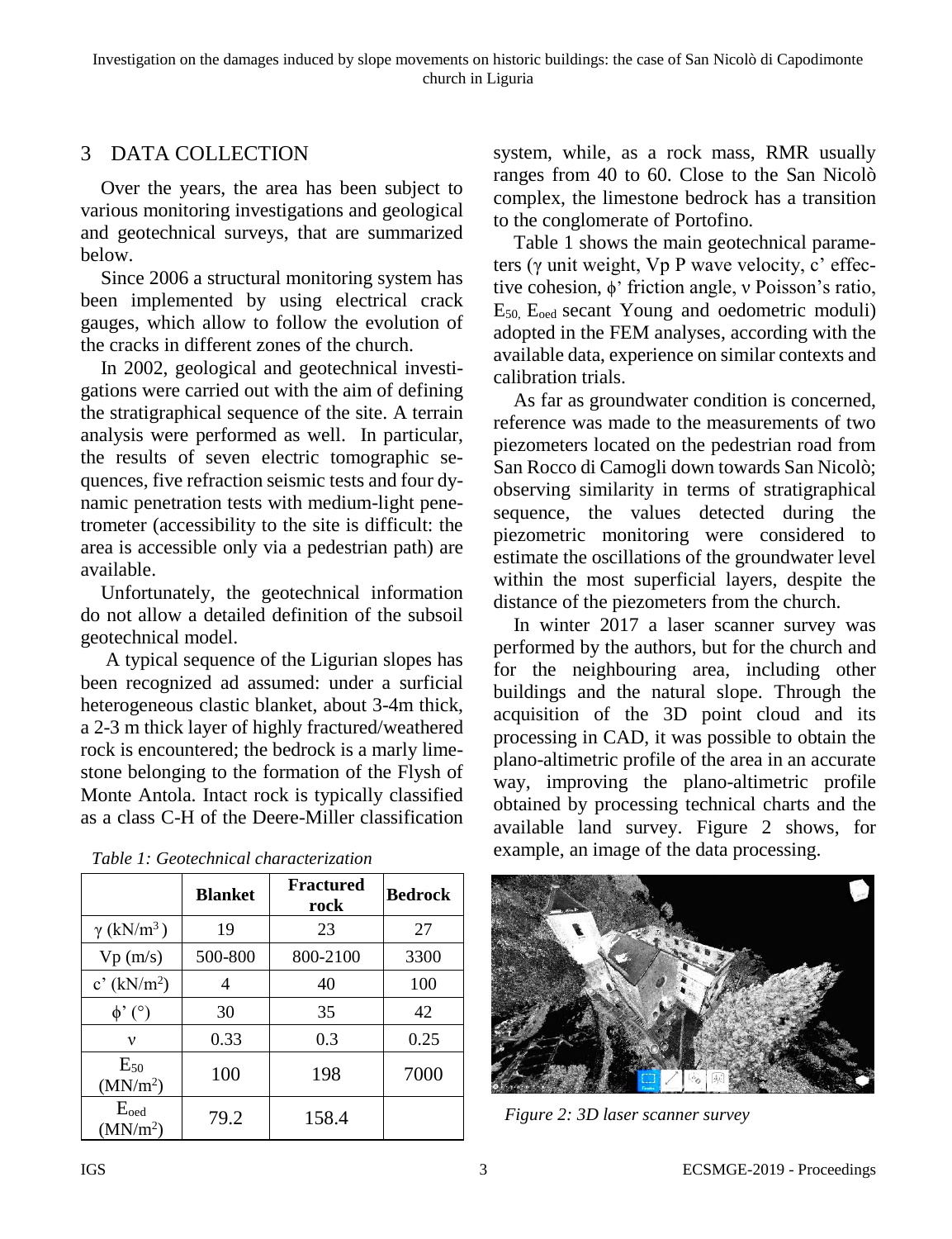## 3 DATA COLLECTION

Over the years, the area has been subject to various monitoring investigations and geological and geotechnical surveys, that are summarized below.

Since 2006 a structural monitoring system has been implemented by using electrical crack gauges, which allow to follow the evolution of the cracks in different zones of the church.

In 2002, geological and geotechnical investigations were carried out with the aim of defining the stratigraphical sequence of the site. A terrain analysis were performed as well. In particular, the results of seven electric tomographic sequences, five refraction seismic tests and four dynamic penetration tests with medium-light penetrometer (accessibility to the site is difficult: the area is accessible only via a pedestrian path) are available.

Unfortunately, the geotechnical information do not allow a detailed definition of the subsoil geotechnical model.

A typical sequence of the Ligurian slopes has been recognized ad assumed: under a surficial heterogeneous clastic blanket, about 3-4m thick, a 2-3 m thick layer of highly fractured/weathered rock is encountered; the bedrock is a marly limestone belonging to the formation of the Flysh of Monte Antola. Intact rock is typically classified as a class C-H of the Deere-Miller classification system, while, as a rock mass, RMR usually ranges from 40 to 60. Close to the San Nicolò complex, the limestone bedrock has a transition to the conglomerate of Portofino.

*Table 1: Geotechnical characterization*

| | Blanket | Fractured rock | Bedrock |
|---|---|---|---|
| $\gamma$ (kN/m$^3$) | 19 | 23 | 27 |
| Vp (m/s) | 500-800 | 800-2100 | 3300 |
| c' (kN/m$^2$) | 4 | 40 | 100 |
| $\phi$' (°) | 30 | 35 | 42 |
| $\nu$ | 0.33 | 0.3 | 0.25 |
| $E_{50}$ (MN/m$^2$) | 100 | 198 | 7000 |
| $E_{oed}$ (MN/m$^2$) | 79.2 | 158.4 | |

Table 1 shows the main geotechnical parameters ($\gamma$ unit weight, Vp P wave velocity, c' effective cohesion, $\phi$' friction angle, $\nu$ Poisson's ratio, $E_{50}$, $E_{oed}$ secant Young and oedometric moduli) adopted in the FEM analyses, according with the available data, experience on similar contexts and calibration trials.

As far as groundwater condition is concerned, reference was made to the measurements of two piezometers located on the pedestrian road from San Rocco di Camogli down towards San Nicolò; observing similarity in terms of stratigraphical sequence, the values detected during the piezometric monitoring were considered to estimate the oscillations of the groundwater level within the most superficial layers, despite the distance of the piezometers from the church.

In winter 2017 a laser scanner survey was performed by the authors, but for the church and for the neighbouring area, including other buildings and the natural slope. Through the acquisition of the 3D point cloud and its processing in CAD, it was possible to obtain the plano-altimetric profile of the area in an accurate way, improving the plano-altimetric profile obtained by processing technical charts and the available land survey. Figure 2 shows, for example, an image of the data processing.

*Figure 2: 3D laser scanner survey*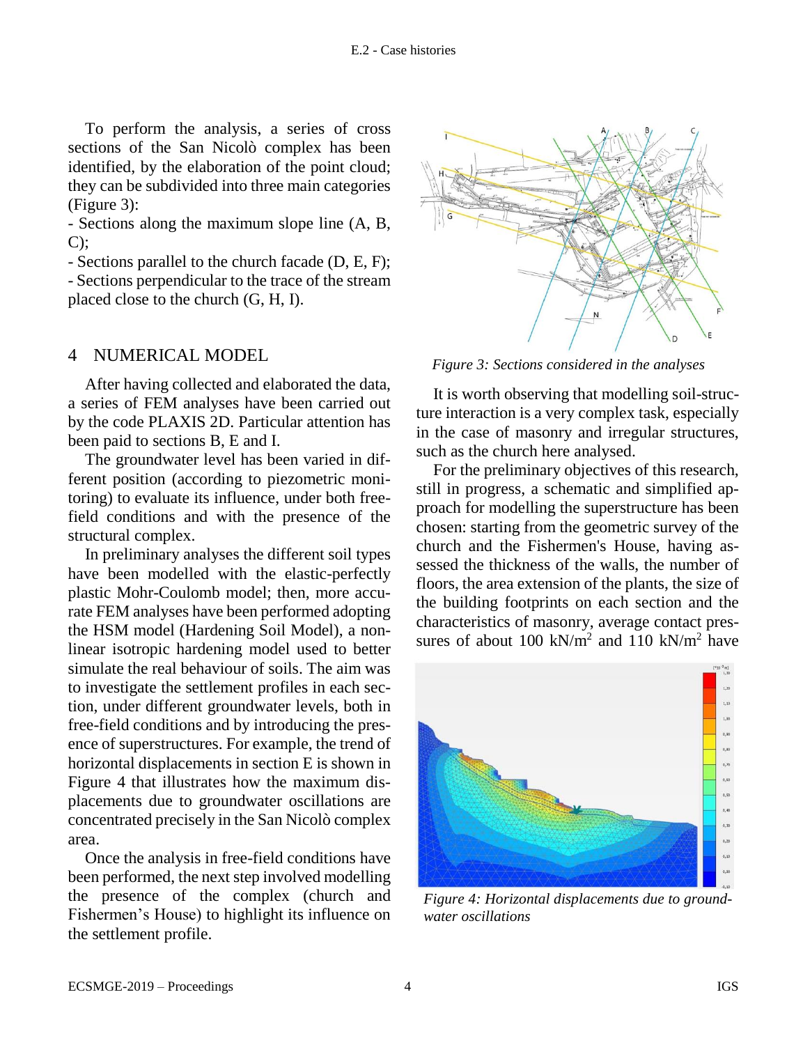To perform the analysis, a series of cross sections of the San Nicolò complex has been identified, by the elaboration of the point cloud; they can be subdivided into three main categories (Figure 3):

- Sections along the maximum slope line (A, B, C);
- Sections parallel to the church facade (D, E, F);
- Sections perpendicular to the trace of the stream placed close to the church (G, H, I).

## 4 NUMERICAL MODEL

After having collected and elaborated the data, a series of FEM analyses have been carried out by the code PLAXIS 2D. Particular attention has been paid to sections B, E and I.

The groundwater level has been varied in different position (according to piezometric monitoring) to evaluate its influence, under both free-field conditions and with the presence of the structural complex.

In preliminary analyses the different soil types have been modelled with the elastic-perfectly plastic Mohr-Coulomb model; then, more accurate FEM analyses have been performed adopting the HSM model (Hardening Soil Model), a non-linear isotropic hardening model used to better simulate the real behaviour of soils. The aim was to investigate the settlement profiles in each section, under different groundwater levels, both in free-field conditions and by introducing the presence of superstructures. For example, the trend of horizontal displacements in section E is shown in Figure 4 that illustrates how the maximum displacements due to groundwater oscillations are concentrated precisely in the San Nicolò complex area.

Once the analysis in free-field conditions have been performed, the next step involved modelling the presence of the complex (church and Fishermen's House) to highlight its influence on the settlement profile.

*Figure 3: Sections considered in the analyses*

It is worth observing that modelling soil-structure interaction is a very complex task, especially in the case of masonry and irregular structures, such as the church here analysed.

For the preliminary objectives of this research, still in progress, a schematic and simplified approach for modelling the superstructure has been chosen: starting from the geometric survey of the church and the Fishermen's House, having assessed the thickness of the walls, the number of floors, the area extension of the plants, the size of the building footprints on each section and the characteristics of masonry, average contact pressures of about 100 kN/m$^2$ and 110 kN/m$^2$ have

*Figure 4: Horizontal displacements due to groundwater oscillations*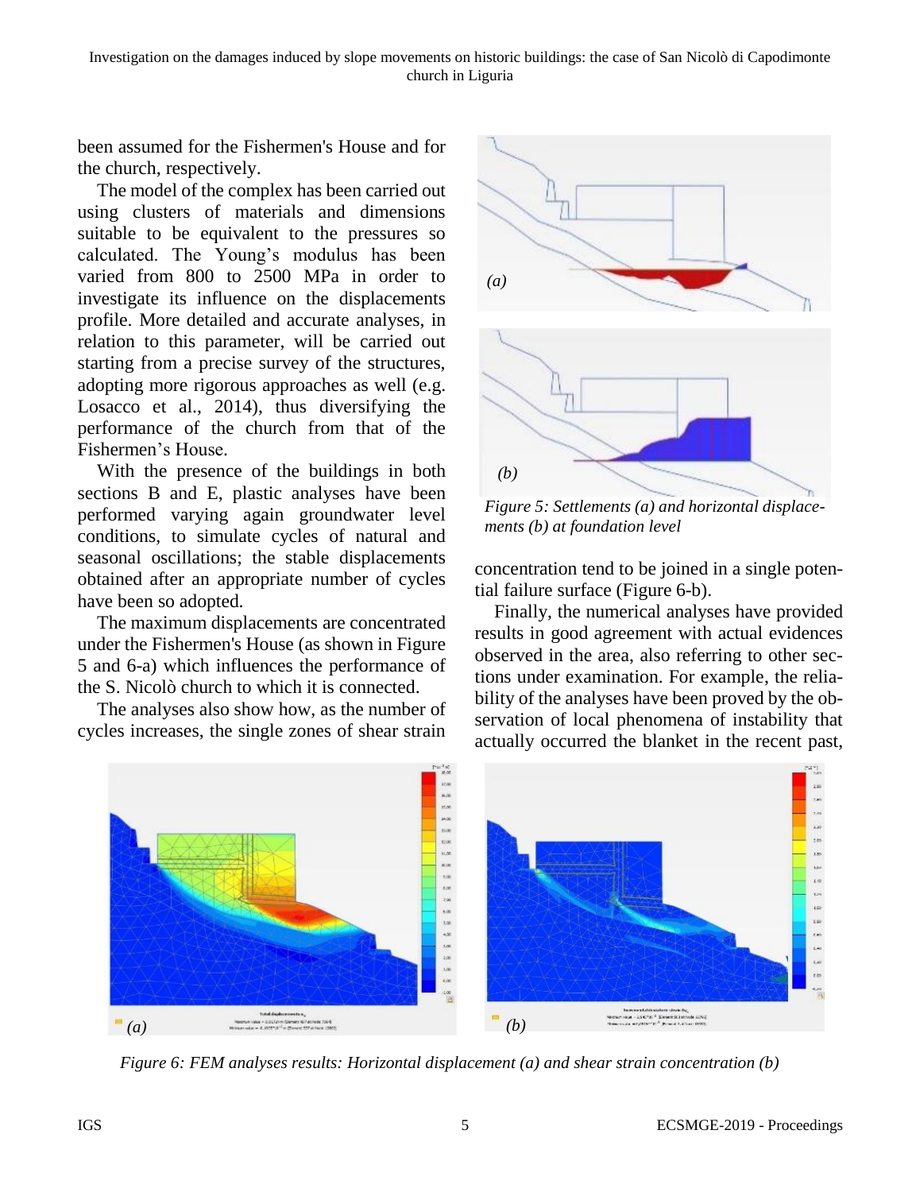been assumed for the Fishermen's House and for the church, respectively.

The model of the complex has been carried out using clusters of materials and dimensions suitable to be equivalent to the pressures so calculated. The Young's modulus has been varied from 800 to 2500 MPa in order to investigate its influence on the displacements profile. More detailed and accurate analyses, in relation to this parameter, will be carried out starting from a precise survey of the structures, adopting more rigorous approaches as well (e.g. Losacco et al., 2014), thus diversifying the performance of the church from that of the Fishermen's House.

With the presence of the buildings in both sections B and E, plastic analyses have been performed varying again groundwater level conditions, to simulate cycles of natural and seasonal oscillations; the stable displacements obtained after an appropriate number of cycles have been so adopted.

The maximum displacements are concentrated under the Fishermen's House (as shown in Figure 5 and 6-a) which influences the performance of the S. Nicolò church to which it is connected.

The analyses also show how, as the number of cycles increases, the single zones of shear strain concentration tend to be joined in a single potential failure surface (Figure 6-b).

*Figure 5: Settlements (a) and horizontal displacements (b) at foundation level*

Finally, the numerical analyses have provided results in good agreement with actual evidences observed in the area, also referring to other sections under examination. For example, the reliability of the analyses have been proved by the observation of local phenomena of instability that actually occurred the blanket in the recent past,

*Figure 6: FEM analyses results: Horizontal displacement (a) and shear strain concentration (b)*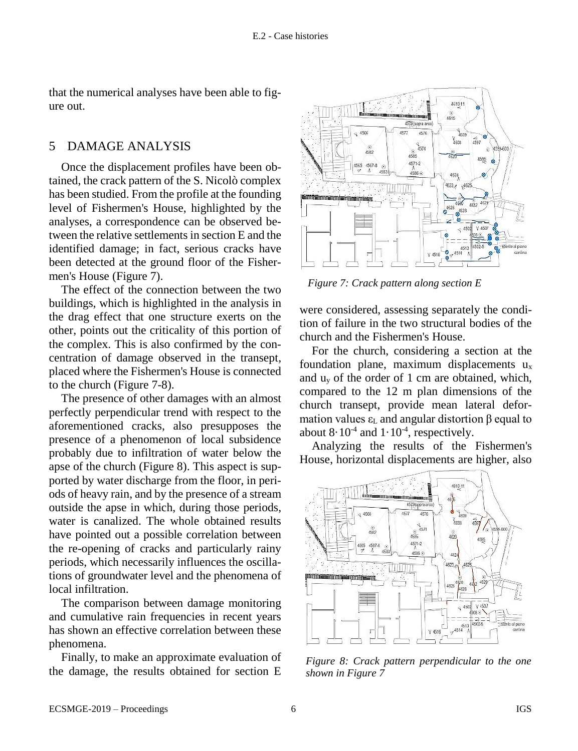that the numerical analyses have been able to figure out.

## 5 DAMAGE ANALYSIS

Once the displacement profiles have been obtained, the crack pattern of the S. Nicolò complex has been studied. From the profile at the founding level of Fishermen's House, highlighted by the analyses, a correspondence can be observed between the relative settlements in section E and the identified damage; in fact, serious cracks have been detected at the ground floor of the Fishermen's House (Figure 7).

The effect of the connection between the two buildings, which is highlighted in the analysis in the drag effect that one structure exerts on the other, points out the criticality of this portion of the complex. This is also confirmed by the concentration of damage observed in the transept, placed where the Fishermen's House is connected to the church (Figure 7-8).

The presence of other damages with an almost perfectly perpendicular trend with respect to the aforementioned cracks, also presupposes the presence of a phenomenon of local subsidence probably due to infiltration of water below the apse of the church (Figure 8). This aspect is supported by water discharge from the floor, in periods of heavy rain, and by the presence of a stream outside the apse in which, during those periods, water is canalized. The whole obtained results have pointed out a possible correlation between the re-opening of cracks and particularly rainy periods, which necessarily influences the oscillations of groundwater level and the phenomena of local infiltration.

The comparison between damage monitoring and cumulative rain frequencies in recent years has shown an effective correlation between these phenomena.

Finally, to make an approximate evaluation of the damage, the results obtained for section E were considered, assessing separately the condition of failure in the two structural bodies of the church and the Fishermen's House.

*Figure 7: Crack pattern along section E*

For the church, considering a section at the foundation plane, maximum displacements $u_x$ and $u_y$ of the order of 1 cm are obtained, which, compared to the 12 m plan dimensions of the church transept, provide mean lateral deformation values $\varepsilon_L$ and angular distortion $\beta$ equal to about $8 \cdot 10^{-4}$ and $1 \cdot 10^{-4}$, respectively.

Analyzing the results of the Fishermen's House, horizontal displacements are higher, also

*Figure 8: Crack pattern perpendicular to the one shown in Figure 7*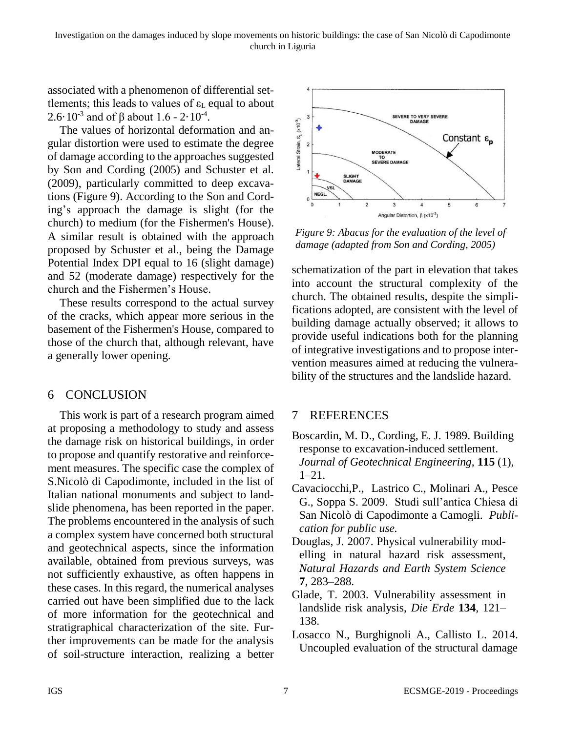associated with a phenomenon of differential settlements; this leads to values of $\varepsilon_L$ equal to about $2.6 \cdot 10^{-3}$ and of $\beta$ about $1.6$ - $2 \cdot 10^{-4}$.

The values of horizontal deformation and angular distortion were used to estimate the degree of damage according to the approaches suggested by Son and Cording (2005) and Schuster et al. (2009), particularly committed to deep excavations (Figure 9). According to the Son and Cording's approach the damage is slight (for the church) to medium (for the Fishermen's House). A similar result is obtained with the approach proposed by Schuster et al., being the Damage Potential Index DPI equal to 16 (slight damage) and 52 (moderate damage) respectively for the church and the Fishermen's House.

These results correspond to the actual survey of the cracks, which appear more serious in the basement of the Fishermen's House, compared to those of the church that, although relevant, have a generally lower opening.

*Figure 9: Abacus for the evaluation of the level of damage (adapted from Son and Cording, 2005)*

## 6 CONCLUSION

This work is part of a research program aimed at proposing a methodology to study and assess the damage risk on historical buildings, in order to propose and quantify restorative and reinforcement measures. The specific case the complex of S.Nicolò di Capodimonte, included in the list of Italian national monuments and subject to landslide phenomena, has been reported in the paper. The problems encountered in the analysis of such a complex system have concerned both structural and geotechnical aspects, since the information available, obtained from previous surveys, was not sufficiently exhaustive, as often happens in these cases. In this regard, the numerical analyses carried out have been simplified due to the lack of more information for the geotechnical and stratigraphical characterization of the site. Further improvements can be made for the analysis of soil-structure interaction, realizing a better schematization of the part in elevation that takes into account the structural complexity of the church. The obtained results, despite the simplifications adopted, are consistent with the level of building damage actually observed; it allows to provide useful indications both for the planning of integrative investigations and to propose intervention measures aimed at reducing the vulnerability of the structures and the landslide hazard.

## 7 REFERENCES

Boscardin, M. D., Cording, E. J. 1989. Building response to excavation-induced settlement. *Journal of Geotechnical Engineering*, **115** (1), 1–21.

Cavaciocchi,P., Lastrico C., Molinari A., Pesce G., Soppa S. 2009. Studi sull'antica Chiesa di San Nicolò di Capodimonte a Camogli. *Publication for public use.*

Douglas, J. 2007. Physical vulnerability modelling in natural hazard risk assessment, *Natural Hazards and Earth System Science* **7**, 283–288.

Glade, T. 2003. Vulnerability assessment in landslide risk analysis, *Die Erde* **134**, 121–138.

Losacco N., Burghignoli A., Callisto L. 2014. Uncoupled evaluation of the structural damage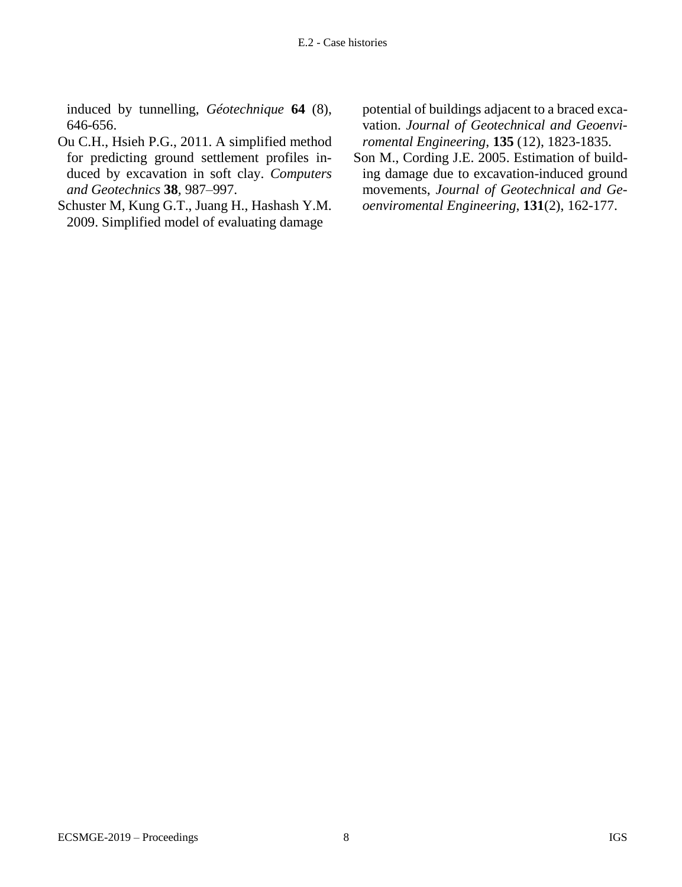induced by tunnelling, *Géotechnique* **64** (8), 646-656.

Ou C.H., Hsieh P.G., 2011. A simplified method for predicting ground settlement profiles induced by excavation in soft clay. *Computers and Geotechnics* **38**, 987–997.

Schuster M, Kung G.T., Juang H., Hashash Y.M. 2009. Simplified model of evaluating damage potential of buildings adjacent to a braced excavation. *Journal of Geotechnical and Geoenviromental Engineering*, **135** (12), 1823-1835.

Son M., Cording J.E. 2005. Estimation of building damage due to excavation-induced ground movements, *Journal of Geotechnical and Geoenviromental Engineering*, **131**(2), 162-177.